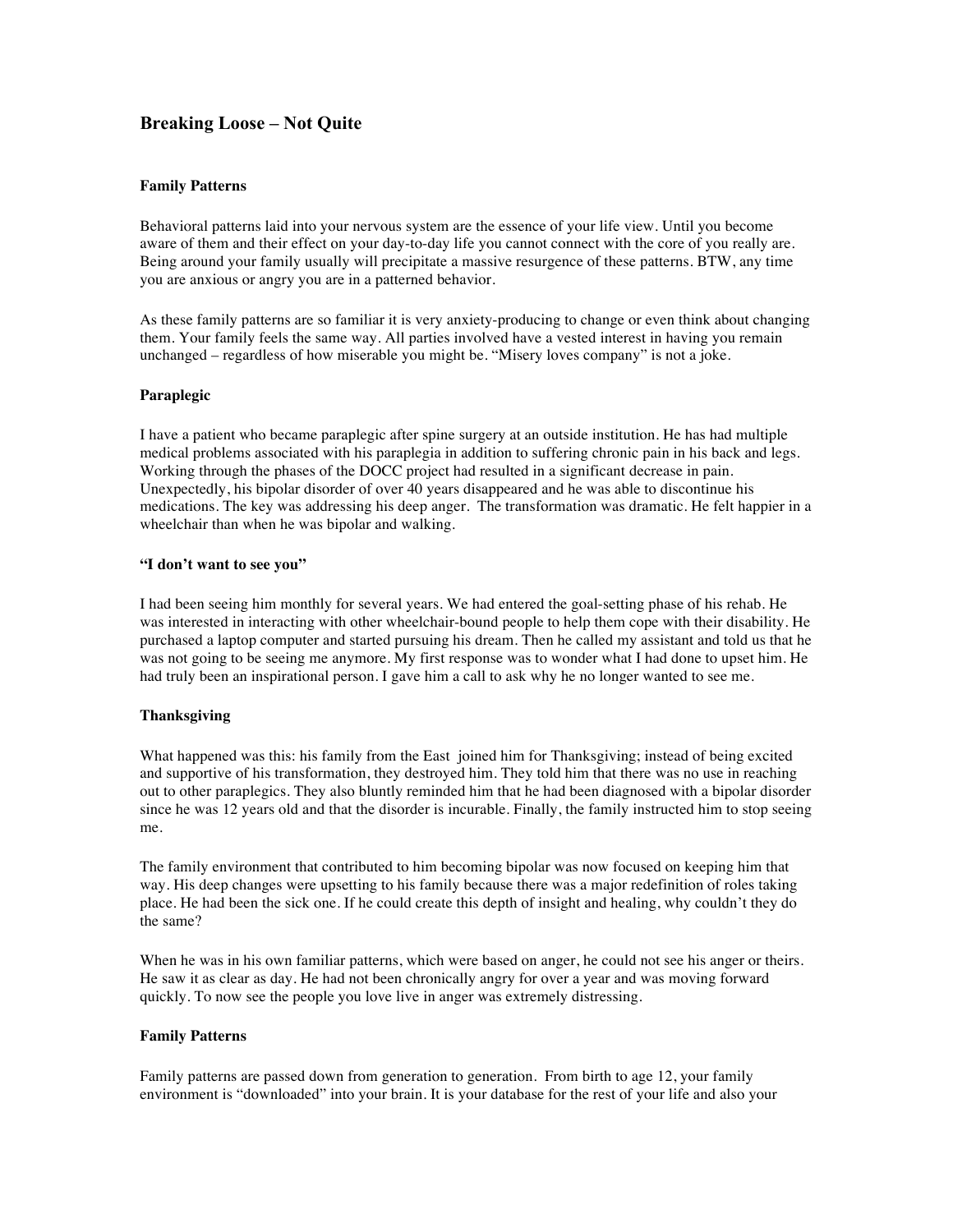# Breaking Loose – Not Quite

### Family Patterns

Behavioral patterns laid into your nervous system are the essence of your life view. Until you become aware of them and their effect on your day-to-day life you cannot connect with the core of you really are. Being around your family usually will precipitate a massive resurgence of these patterns. BTW, any time you are anxious or angry you are in a patterned behavior.

As these family patterns are so familiar it is very anxiety-producing to change or even think about changing them. Your family feels the same way. All parties involved have a vested interest in having you remain unchanged – regardless of how miserable you might be. "Misery loves company" is not a joke.

### Paraplegic

I have a patient who became paraplegic after spine surgery at an outside institution. He has had multiple medical problems associated with his paraplegia in addition to suffering chronic pain in his back and legs. Working through the phases of the DOCC project had resulted in a significant decrease in pain. Unexpectedly, his bipolar disorder of over 40 years disappeared and he was able to discontinue his medications. The key was addressing his deep anger. The transformation was dramatic. He felt happier in a wheelchair than when he was bipolar and walking.

### "I don't want to see you"

I had been seeing him monthly for several years. We had entered the goal-setting phase of his rehab. He was interested in interacting with other wheelchair-bound people to help them cope with their disability. He purchased a laptop computer and started pursuing his dream. Then he called my assistant and told us that he was not going to be seeing me anymore. My first response was to wonder what I had done to upset him. He had truly been an inspirational person. I gave him a call to ask why he no longer wanted to see me.

### Thanksgiving

What happened was this: his family from the East joined him for Thanksgiving; instead of being excited and supportive of his transformation, they destroyed him. They told him that there was no use in reaching out to other paraplegics. They also bluntly reminded him that he had been diagnosed with a bipolar disorder since he was 12 years old and that the disorder is incurable. Finally, the family instructed him to stop seeing me.

The family environment that contributed to him becoming bipolar was now focused on keeping him that way. His deep changes were upsetting to his family because there was a major redefinition of roles taking place. He had been the sick one. If he could create this depth of insight and healing, why couldn't they do the same?

When he was in his own familiar patterns, which were based on anger, he could not see his anger or theirs. He saw it as clear as day. He had not been chronically angry for over a year and was moving forward quickly. To now see the people you love live in anger was extremely distressing.

### Family Patterns

Family patterns are passed down from generation to generation. From birth to age 12, your family environment is "downloaded" into your brain. It is your database for the rest of your life and also your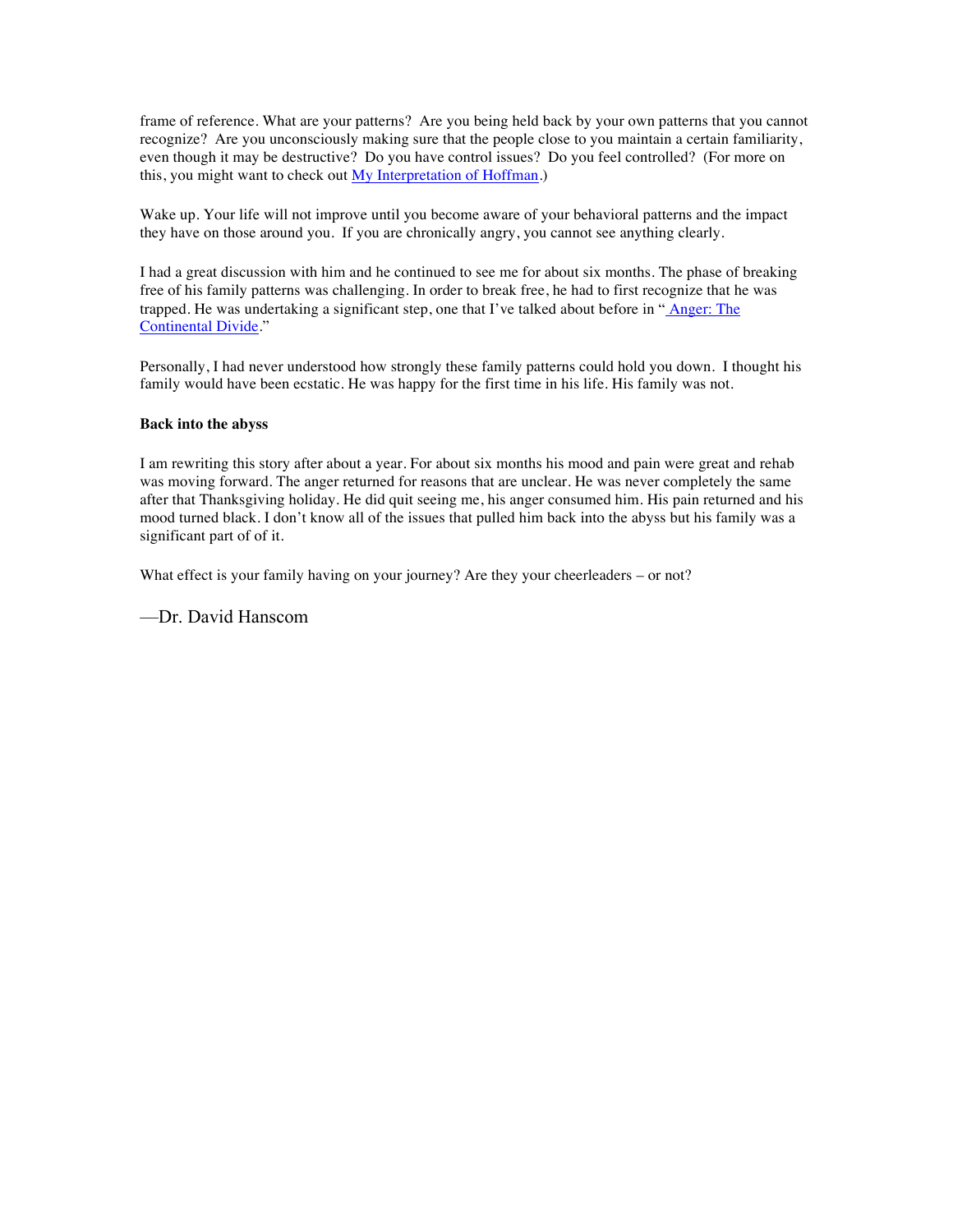frame of reference. What are your patterns? Are you being held back by your own patterns that you cannot recognize? Are you unconsciously making sure that the people close to you maintain a certain familiarity, even though it may be destructive? Do you have control issues? Do you feel controlled? (For more on this, you might want to check out [My Interpretation of Hoffman](#).)

Wake up. Your life will not improve until you become aware of your behavioral patterns and the impact they have on those around you. If you are chronically angry, you cannot see anything clearly.

I had a great discussion with him and he continued to see me for about six months. The phase of breaking free of his family patterns was challenging. In order to break free, he had to first recognize that he was trapped. He was undertaking a significant step, one that I've talked about before in "[ Anger: The Continental Divide](#)."

Personally, I had never understood how strongly these family patterns could hold you down. I thought his family would have been ecstatic. He was happy for the first time in his life. His family was not.

**Back into the abyss**

I am rewriting this story after about a year. For about six months his mood and pain were great and rehab was moving forward. The anger returned for reasons that are unclear. He was never completely the same after that Thanksgiving holiday. He did quit seeing me, his anger consumed him. His pain returned and his mood turned black. I don't know all of the issues that pulled him back into the abyss but his family was a significant part of of it.

What effect is your family having on your journey? Are they your cheerleaders – or not?

—Dr. David Hanscom